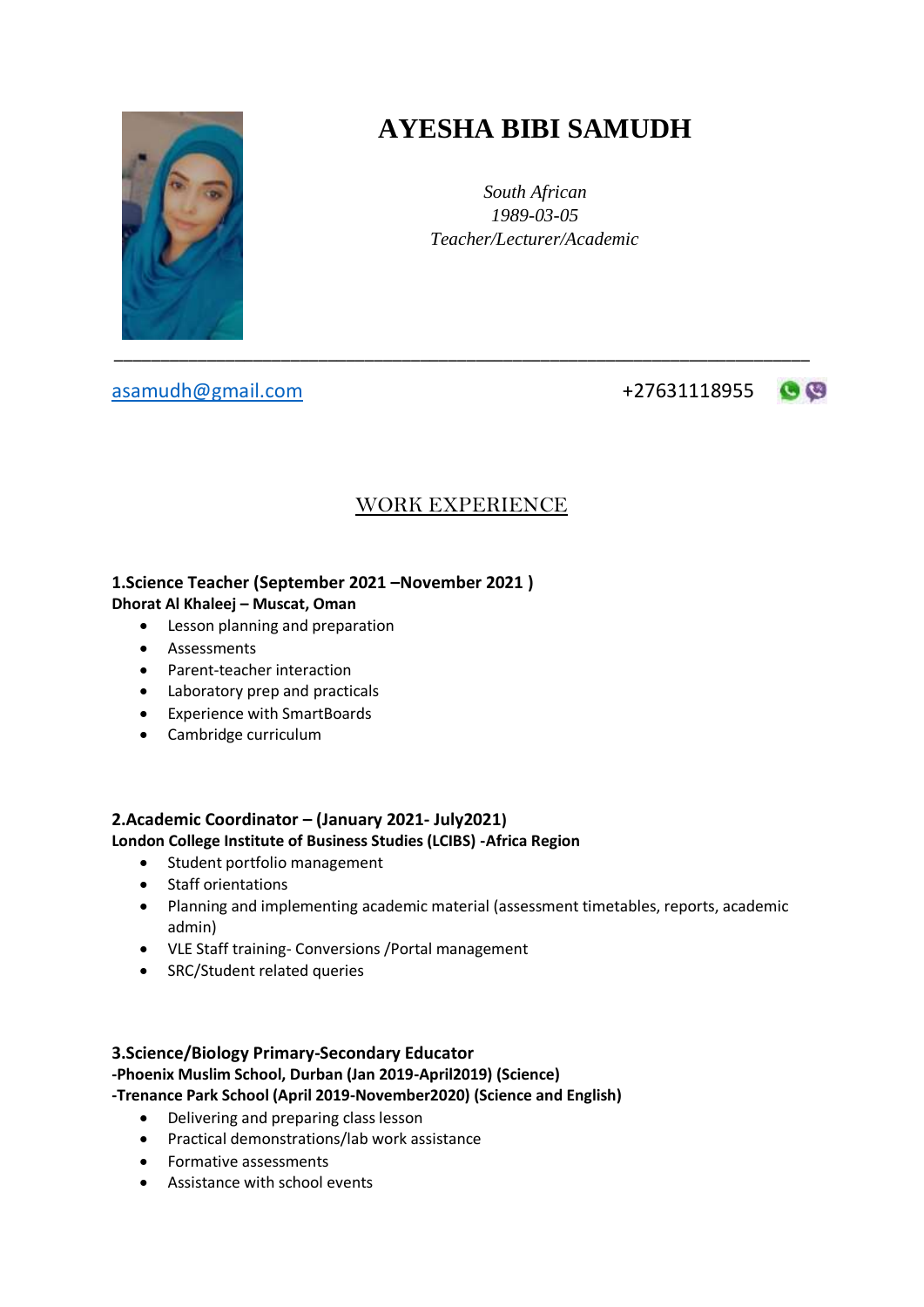# AYESHA BIBI SAMUDH

*South African*
*1989-03-05*
*Teacher/Lecturer/Academic*

---

asamudh@gmail.com

+27631118955

## WORK EXPERIENCE

**1.Science Teacher (September 2021 –November 2021 )**
**Dhorat Al Khaleej – Muscat, Oman**

- Lesson planning and preparation
- Assessments
- Parent-teacher interaction
- Laboratory prep and practicals
- Experience with SmartBoards
- Cambridge curriculum

**2.Academic Coordinator – (January 2021- July2021)**
**London College Institute of Business Studies (LCIBS) -Africa Region**

- Student portfolio management
- Staff orientations
- Planning and implementing academic material (assessment timetables, reports, academic admin)
- VLE Staff training- Conversions /Portal management
- SRC/Student related queries

**3.Science/Biology Primary-Secondary Educator**
**-Phoenix Muslim School, Durban (Jan 2019-April2019) (Science)**
**-Trenance Park School (April 2019-November2020) (Science and English)**

- Delivering and preparing class lesson
- Practical demonstrations/lab work assistance
- Formative assessments
- Assistance with school events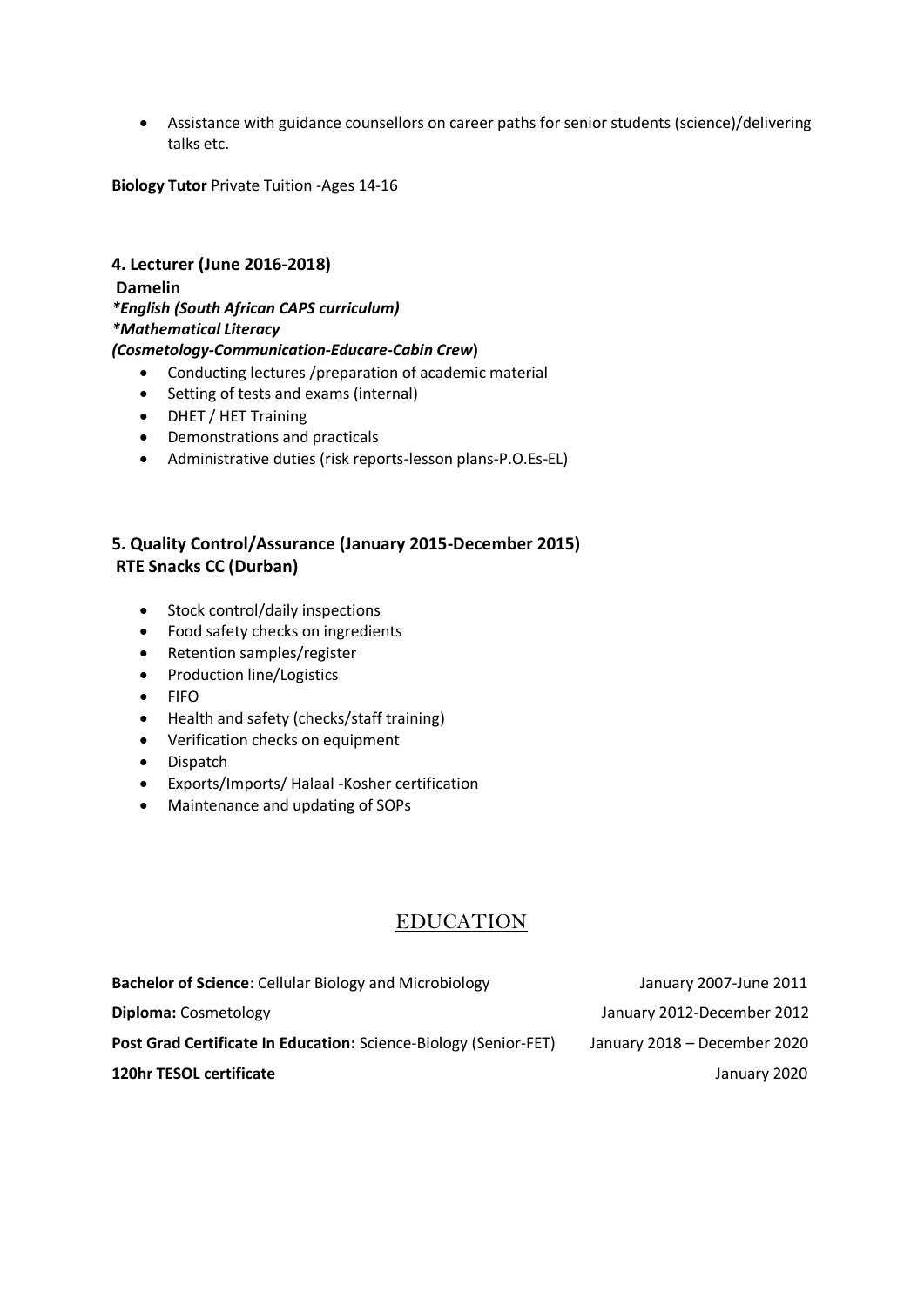- Assistance with guidance counsellors on career paths for senior students (science)/delivering talks etc.

**Biology Tutor** Private Tuition -Ages 14-16

**4. Lecturer (June 2016-2018)**
**Damelin**
***English (South African CAPS curriculum)***
***Mathematical Literacy***
***(Cosmetology-Communication-Educare-Cabin Crew*)**

- Conducting lectures /preparation of academic material
- Setting of tests and exams (internal)
- DHET / HET Training
- Demonstrations and practicals
- Administrative duties (risk reports-lesson plans-P.O.Es-EL)

**5. Quality Control/Assurance (January 2015-December 2015)**
**RTE Snacks CC (Durban)**

- Stock control/daily inspections
- Food safety checks on ingredients
- Retention samples/register
- Production line/Logistics
- FIFO
- Health and safety (checks/staff training)
- Verification checks on equipment
- Dispatch
- Exports/Imports/ Halaal -Kosher certification
- Maintenance and updating of SOPs

## EDUCATION

| | |
|---|---|
| **Bachelor of Science**: Cellular Biology and Microbiology | January 2007-June 2011 |
| **Diploma:** Cosmetology | January 2012-December 2012 |
| **Post Grad Certificate In Education:** Science-Biology (Senior-FET) | January 2018 – December 2020 |
| **120hr TESOL certificate** | January 2020 |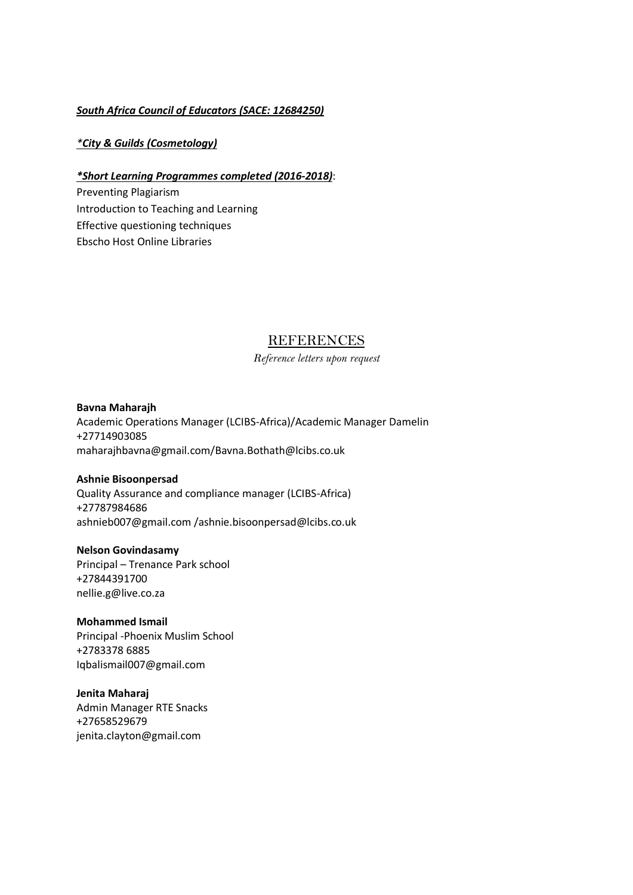***South Africa Council of Educators (SACE: 12684250)***

***\*City & Guilds (Cosmetology)***

***\*Short Learning Programmes completed (2016-2018)***:

Preventing Plagiarism
Introduction to Teaching and Learning
Effective questioning techniques
Ebscho Host Online Libraries

## REFERENCES

*Reference letters upon request*

**Bavna Maharajh**
Academic Operations Manager (LCIBS-Africa)/Academic Manager Damelin
+27714903085
maharajhbavna@gmail.com/Bavna.Bothath@lcibs.co.uk

**Ashnie Bisoonpersad**
Quality Assurance and compliance manager (LCIBS-Africa)
+27787984686
ashnieb007@gmail.com /ashnie.bisoonpersad@lcibs.co.uk

**Nelson Govindasamy**
Principal – Trenance Park school
+27844391700
nellie.g@live.co.za

**Mohammed Ismail**
Principal -Phoenix Muslim School
+2783378 6885
Iqbalismail007@gmail.com

**Jenita Maharaj**
Admin Manager RTE Snacks
+27658529679
jenita.clayton@gmail.com